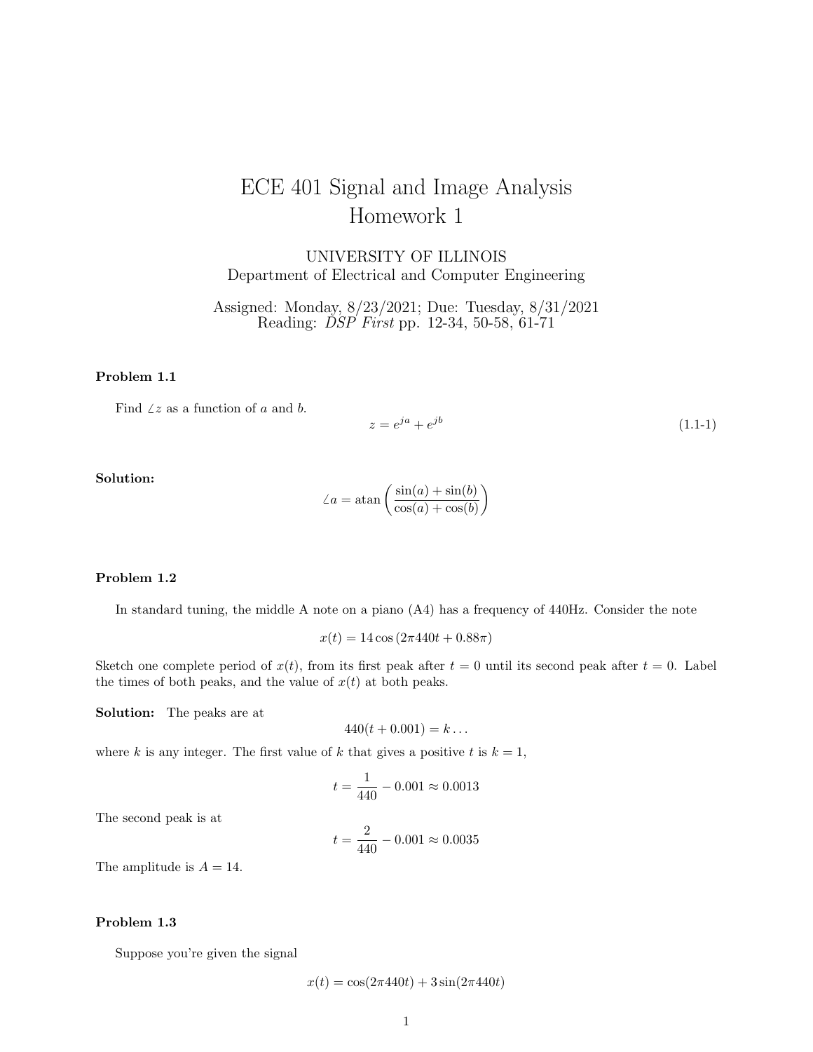# ECE 401 Signal and Image Analysis
# Homework 1

UNIVERSITY OF ILLINOIS
Department of Electrical and Computer Engineering

Assigned: Monday, 8/23/2021; Due: Tuesday, 8/31/2021
Reading: *DSP First* pp. 12-34, 50-58, 61-71

### Problem 1.1

Find $\angle z$ as a function of $a$ and $b$.

$$z = e^{ja} + e^{jb} \tag{1.1-1}$$

**Solution:**

$$\angle a = \text{atan}\left(\frac{\sin(a) + \sin(b)}{\cos(a) + \cos(b)}\right)$$

### Problem 1.2

In standard tuning, the middle A note on a piano (A4) has a frequency of 440Hz. Consider the note

$$x(t) = 14\cos(2\pi 440t + 0.88\pi)$$

Sketch one complete period of $x(t)$, from its first peak after $t = 0$ until its second peak after $t = 0$. Label the times of both peaks, and the value of $x(t)$ at both peaks.

**Solution:** The peaks are at

$$440(t + 0.001) = k \ldots$$

where $k$ is any integer. The first value of $k$ that gives a positive $t$ is $k = 1$,

$$t = \frac{1}{440} - 0.001 \approx 0.0013$$

The second peak is at

$$t = \frac{2}{440} - 0.001 \approx 0.0035$$

The amplitude is $A = 14$.

### Problem 1.3

Suppose you're given the signal

$$x(t) = \cos(2\pi 440t) + 3\sin(2\pi 440t)$$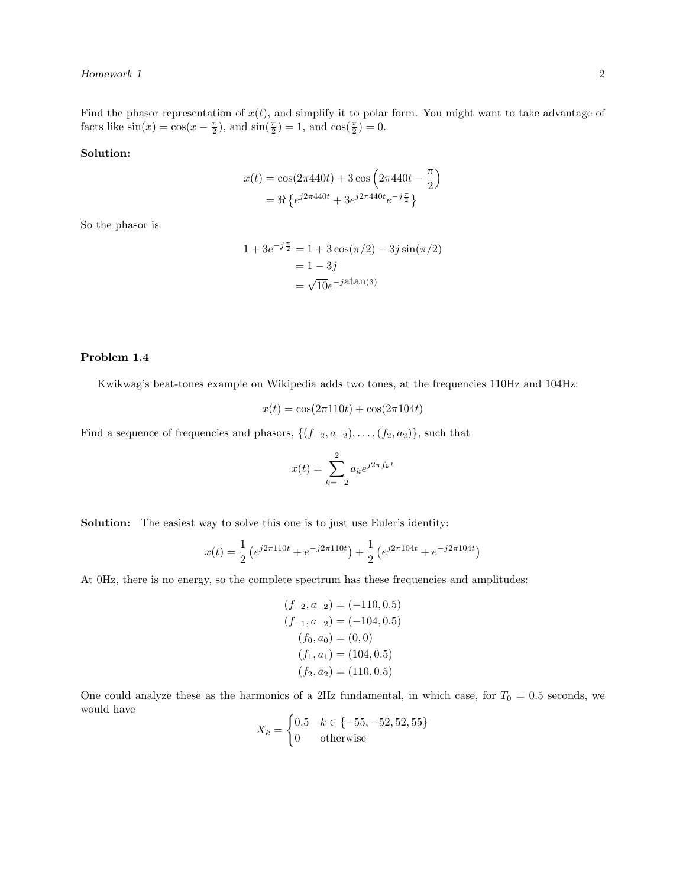Find the phasor representation of $x(t)$, and simplify it to polar form. You might want to take advantage of facts like $\sin(x) = \cos(x - \frac{\pi}{2})$, and $\sin(\frac{\pi}{2}) = 1$, and $\cos(\frac{\pi}{2}) = 0$.

**Solution:**

$$
\begin{aligned}
x(t) &= \cos(2\pi 440t) + 3\cos\left(2\pi 440t - \frac{\pi}{2}\right) \\
&= \Re\left\{e^{j2\pi 440t} + 3e^{j2\pi 440t}e^{-j\frac{\pi}{2}}\right\}
\end{aligned}
$$

So the phasor is

$$
\begin{aligned}
1 + 3e^{-j\frac{\pi}{2}} &= 1 + 3\cos(\pi/2) - 3j\sin(\pi/2) \\
&= 1 - 3j \\
&= \sqrt{10}e^{-j\text{atan}(3)}
\end{aligned}
$$

### Problem 1.4

Kwikwag's beat-tones example on Wikipedia adds two tones, at the frequencies 110Hz and 104Hz:

$$
x(t) = \cos(2\pi 110t) + \cos(2\pi 104t)
$$

Find a sequence of frequencies and phasors, $\{(f_{-2}, a_{-2}), \ldots, (f_2, a_2)\}$, such that

$$
x(t) = \sum_{k=-2}^{2} a_k e^{j2\pi f_k t}
$$

**Solution:** The easiest way to solve this one is to just use Euler's identity:

$$
x(t) = \frac{1}{2}\left(e^{j2\pi 110t} + e^{-j2\pi 110t}\right) + \frac{1}{2}\left(e^{j2\pi 104t} + e^{-j2\pi 104t}\right)
$$

At 0Hz, there is no energy, so the complete spectrum has these frequencies and amplitudes:

$$
\begin{aligned}
(f_{-2}, a_{-2}) &= (-110, 0.5) \\
(f_{-1}, a_{-2}) &= (-104, 0.5) \\
(f_0, a_0) &= (0, 0) \\
(f_1, a_1) &= (104, 0.5) \\
(f_2, a_2) &= (110, 0.5)
\end{aligned}
$$

One could analyze these as the harmonics of a 2Hz fundamental, in which case, for $T_0 = 0.5$ seconds, we would have

$$
X_k = \begin{cases} 0.5 & k \in \{-55, -52, 52, 55\} \\ 0 & \text{otherwise} \end{cases}
$$